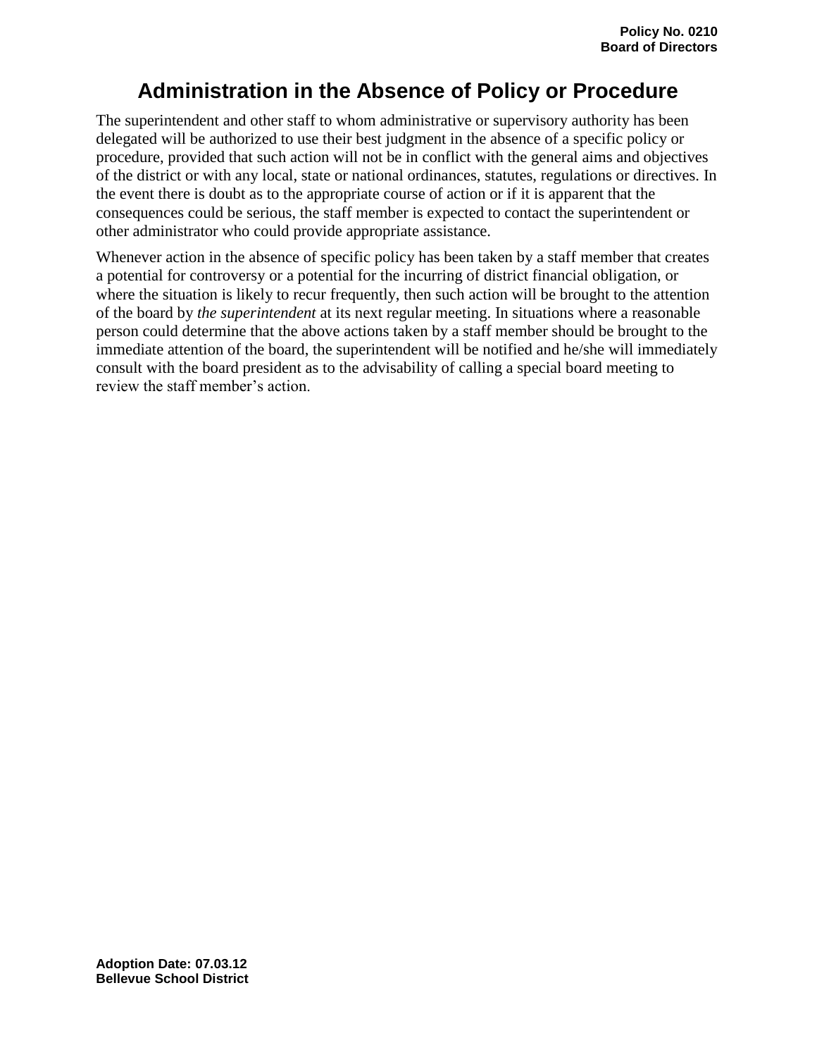**Policy No. 0210**
**Board of Directors**

# Administration in the Absence of Policy or Procedure

The superintendent and other staff to whom administrative or supervisory authority has been delegated will be authorized to use their best judgment in the absence of a specific policy or procedure, provided that such action will not be in conflict with the general aims and objectives of the district or with any local, state or national ordinances, statutes, regulations or directives. In the event there is doubt as to the appropriate course of action or if it is apparent that the consequences could be serious, the staff member is expected to contact the superintendent or other administrator who could provide appropriate assistance.

Whenever action in the absence of specific policy has been taken by a staff member that creates a potential for controversy or a potential for the incurring of district financial obligation, or where the situation is likely to recur frequently, then such action will be brought to the attention of the board by *the superintendent* at its next regular meeting. In situations where a reasonable person could determine that the above actions taken by a staff member should be brought to the immediate attention of the board, the superintendent will be notified and he/she will immediately consult with the board president as to the advisability of calling a special board meeting to review the staff member's action.

**Adoption Date: 07.03.12**
**Bellevue School District**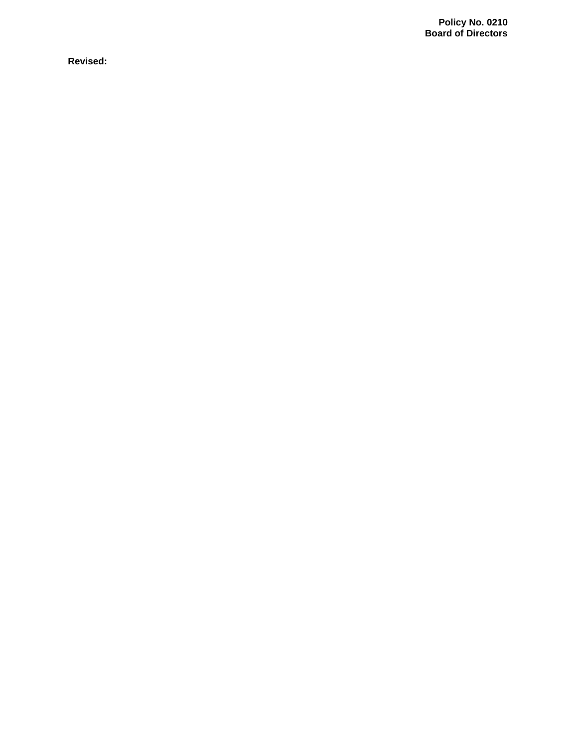**Revised:**